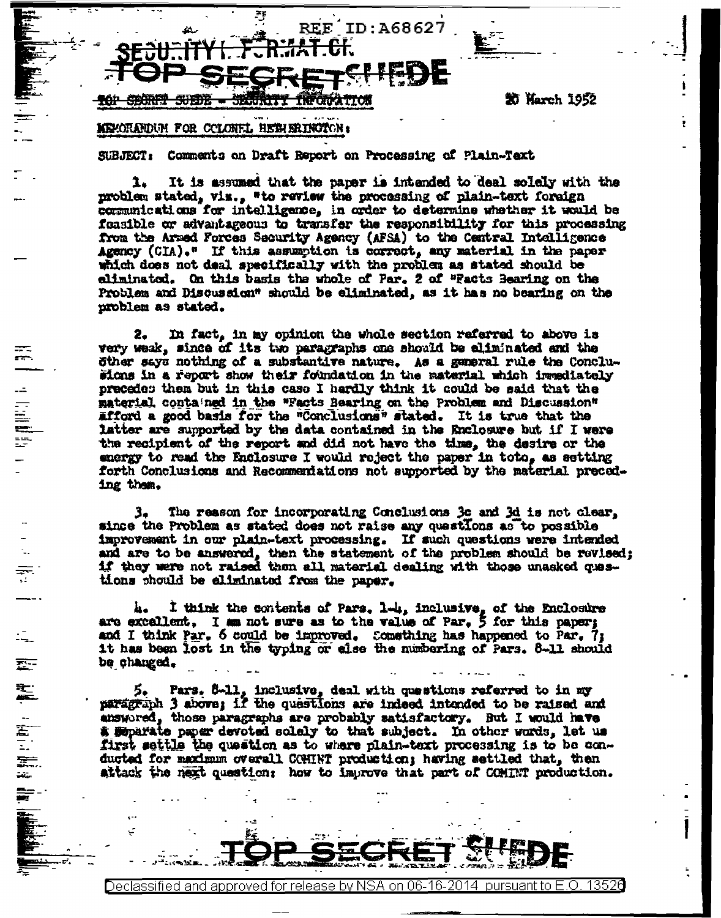REF ID:A68627

SECURITY INFORMATION

TOP SECRET SUEDE

TOP SECRET SUEDE - SECURITY INFORMATION

20 March 1952

MEMORANDUM FOR COLONEL HETHERINGTON:

SUBJECT: Comments on Draft Report on Processing of Plain-Text

1. It is assumed that the paper is intended to deal solely with the problem stated, viz., "to review the processing of plain-text foreign communications for intelligence, in order to determine whether it would be feasible or advantageous to transfer the responsibility for this processing from the Armed Forces Security Agency (AFSA) to the Central Intelligence Agency (CIA)." If this assumption is correct, any material in the paper which does not deal specifically with the problem as stated should be eliminated. On this basis the whole of Par. 2 of "Facts Bearing on the Problem and Discussion" should be eliminated, as it has no bearing on the problem as stated.

2. In fact, in my opinion the whole section referred to above is very weak, since of its two paragraphs one should be eliminated and the other says nothing of a substantive nature. As a general rule the Conclusions in a report show their foundation in the material which immediately precedes them but in this case I hardly think it could be said that the material contained in the "Facts Bearing on the Problem and Discussion" afford a good basis for the "Conclusions" stated. It is true that the latter are supported by the data contained in the Enclosure but if I were the recipient of the report and did not have the time, the desire or the energy to read the Enclosure I would reject the paper in toto, as setting forth Conclusions and Recommendations not supported by the material preceding them.

3. The reason for incorporating Conclusions 3c and 3d is not clear, since the Problem as stated does not raise any questions as to possible improvement in our plain-text processing. If such questions were intended and are to be answered, then the statement of the problem should be revised; if they were not raised then all material dealing with those unasked questions should be eliminated from the paper.

4. I think the contents of Pars. 1-4, inclusive, of the Enclosure are excellent. I am not sure as to the value of Par. 5 for this paper; and I think Par. 6 could be improved. Something has happened to Par. 7; it has been lost in the typing or else the numbering of Pars. 8-11 should be changed.

5. Pars. 8-11, inclusive, deal with questions referred to in my paragraph 3 above; if the questions are indeed intended to be raised and answered, those paragraphs are probably satisfactory. But I would have a separate paper devoted solely to that subject. In other words, let us first settle the question as to where plain-text processing is to be conducted for maximum overall COMINT production; having settled that, then attack the next question: how to improve that part of COMINT production.

TOP SECRET SUEDE

Declassified and approved for release by NSA on 06-16-2014 pursuant to E.O. 13526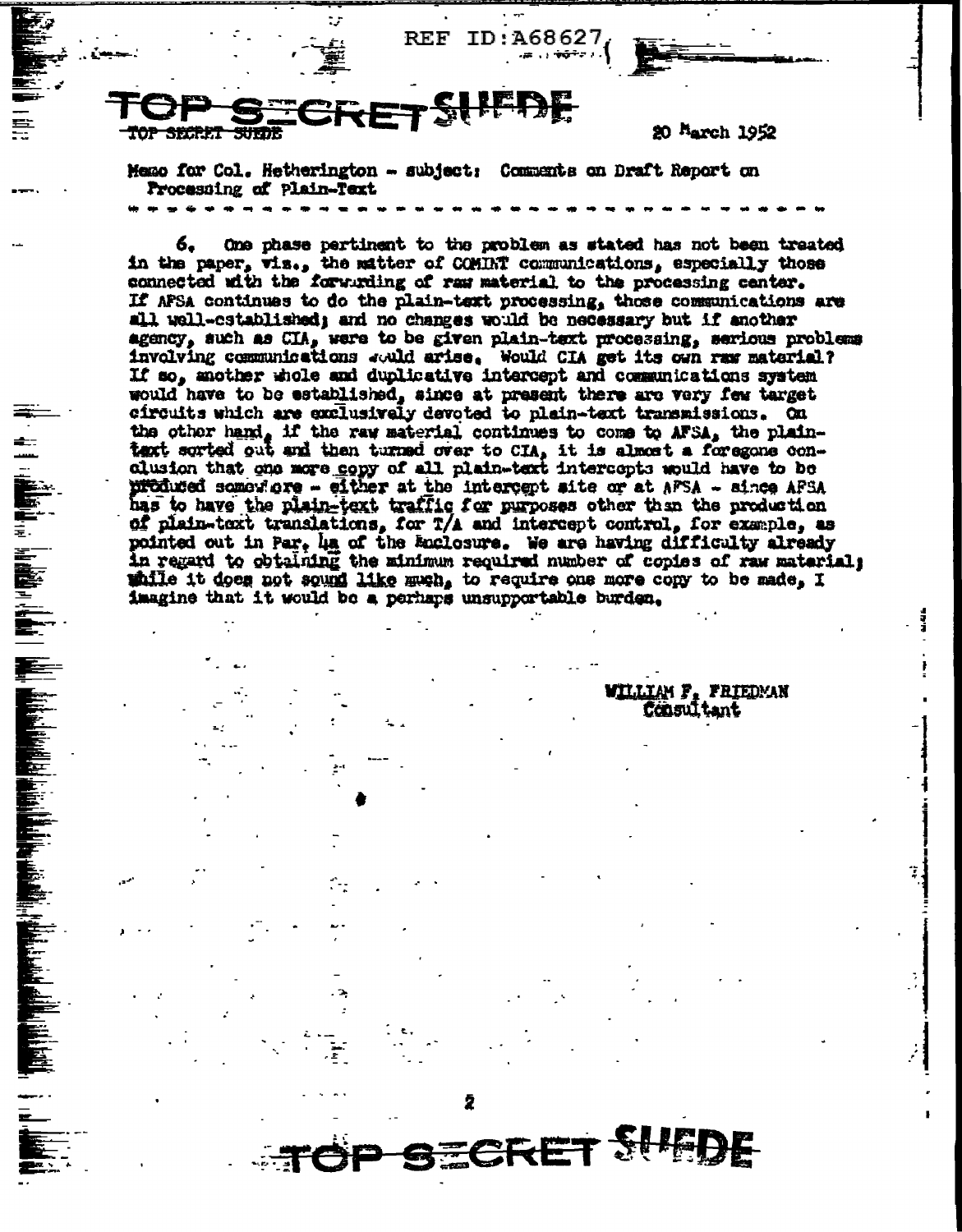REF ID:A68627

TOP SECRET SUEDE

TOP SECRET SUEDE

20 March 1952

Memo for Col. Hetherington - subject: Comments on Draft Report on Processing of Plain-Text

- - - - - - - - - - - - - - - - - - - - - - - - - - - - - - - - - - -

6. One phase pertinent to the problem as stated has not been treated in the paper, viz., the matter of COMINT communications, especially those connected with the forwarding of raw material to the processing center. If AFSA continues to do the plain-text processing, those communications are all well-established; and no changes would be necessary but if another agency, such as CIA, were to be given plain-text processing, serious problems involving communications would arise. Would CIA get its own raw material? If so, another whole and duplicative intercept and communications system would have to be established, since at present there are very few target circuits which are exclusively devoted to plain-text transmissions. On the other hand, if the raw material continues to come to AFSA, the plain-text sorted out and then turned over to CIA, it is almost a foregone conclusion that one more copy of all plain-text intercepts would have to be produced somewhere - either at the intercept site or at AFSA - since AFSA has to have the plain-text traffic for purposes other than the production of plain-text translations, for T/A and intercept control, for example, as pointed out in Par. 4a of the Enclosure. We are having difficulty already in regard to obtaining the minimum required number of copies of raw material; while it does not sound like much, to require one more copy to be made, I imagine that it would be a perhaps unsupportable burden.

WILLIAM F. FRIEDMAN
Consultant

TOP SECRET SUEDE